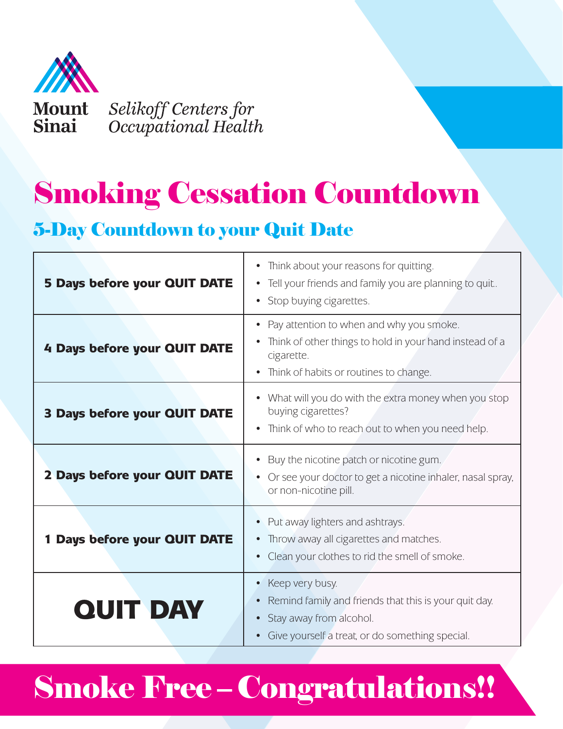Mount Sinai

*Selikoff Centers for Occupational Health*

# Smoking Cessation Countdown

## 5-Day Countdown to your Quit Date

| | |
|---|---|
| **5 Days before your QUIT DATE** | • Think about your reasons for quitting.<br>• Tell your friends and family you are planning to quit..<br>• Stop buying cigarettes. |
| **4 Days before your QUIT DATE** | • Pay attention to when and why you smoke.<br>• Think of other things to hold in your hand instead of a cigarette.<br>• Think of habits or routines to change. |
| **3 Days before your QUIT DATE** | • What will you do with the extra money when you stop buying cigarettes?<br>• Think of who to reach out to when you need help. |
| **2 Days before your QUIT DATE** | • Buy the nicotine patch or nicotine gum.<br>• Or see your doctor to get a nicotine inhaler, nasal spray, or non-nicotine pill. |
| **1 Days before your QUIT DATE** | • Put away lighters and ashtrays.<br>• Throw away all cigarettes and matches.<br>• Clean your clothes to rid the smell of smoke. |
| **QUIT DAY** | • Keep very busy.<br>• Remind family and friends that this is your quit day.<br>• Stay away from alcohol.<br>• Give yourself a treat, or do something special. |

# Smoke Free – Congratulations!!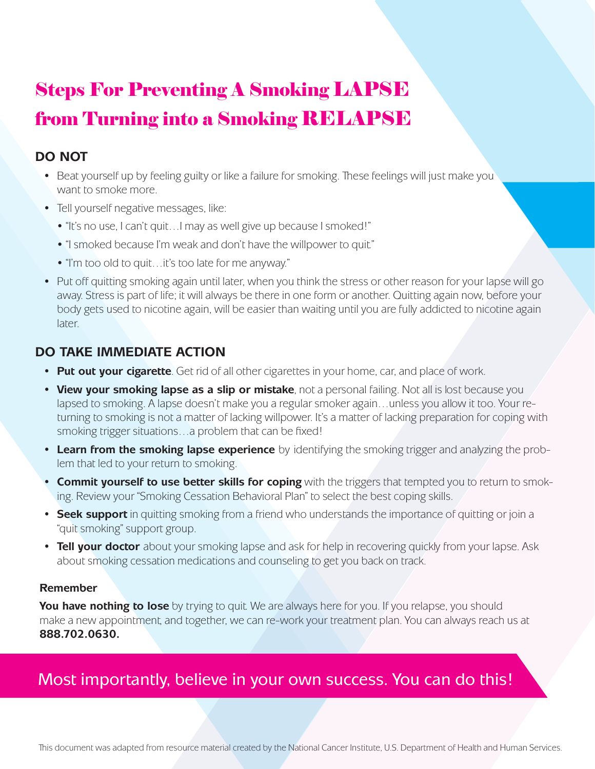# Steps For Preventing A Smoking LAPSE from Turning into a Smoking RELAPSE

## DO NOT

- Beat yourself up by feeling guilty or like a failure for smoking. These feelings will just make you want to smoke more.
- Tell yourself negative messages, like:
  - "It's no use, I can't quit…I may as well give up because I smoked!"
  - "I smoked because I'm weak and don't have the willpower to quit."
  - "I'm too old to quit…it's too late for me anyway."
- Put off quitting smoking again until later, when you think the stress or other reason for your lapse will go away. Stress is part of life; it will always be there in one form or another. Quitting again now, before your body gets used to nicotine again, will be easier than waiting until you are fully addicted to nicotine again later.

## DO TAKE IMMEDIATE ACTION

- **Put out your cigarette**. Get rid of all other cigarettes in your home, car, and place of work.
- **View your smoking lapse as a slip or mistake**, not a personal failing. Not all is lost because you lapsed to smoking. A lapse doesn't make you a regular smoker again…unless you allow it too. Your returning to smoking is not a matter of lacking willpower. It's a matter of lacking preparation for coping with smoking trigger situations…a problem that can be fixed!
- **Learn from the smoking lapse experience** by identifying the smoking trigger and analyzing the problem that led to your return to smoking.
- **Commit yourself to use better skills for coping** with the triggers that tempted you to return to smoking. Review your "Smoking Cessation Behavioral Plan" to select the best coping skills.
- **Seek support** in quitting smoking from a friend who understands the importance of quitting or join a "quit smoking" support group.
- **Tell your doctor** about your smoking lapse and ask for help in recovering quickly from your lapse. Ask about smoking cessation medications and counseling to get you back on track.

### Remember

**You have nothing to lose** by trying to quit. We are always here for you. If you relapse, you should make a new appointment, and together, we can re-work your treatment plan. You can always reach us at **888.702.0630.**

Most importantly, believe in your own success. You can do this!

This document was adapted from resource material created by the National Cancer Institute, U.S. Department of Health and Human Services.